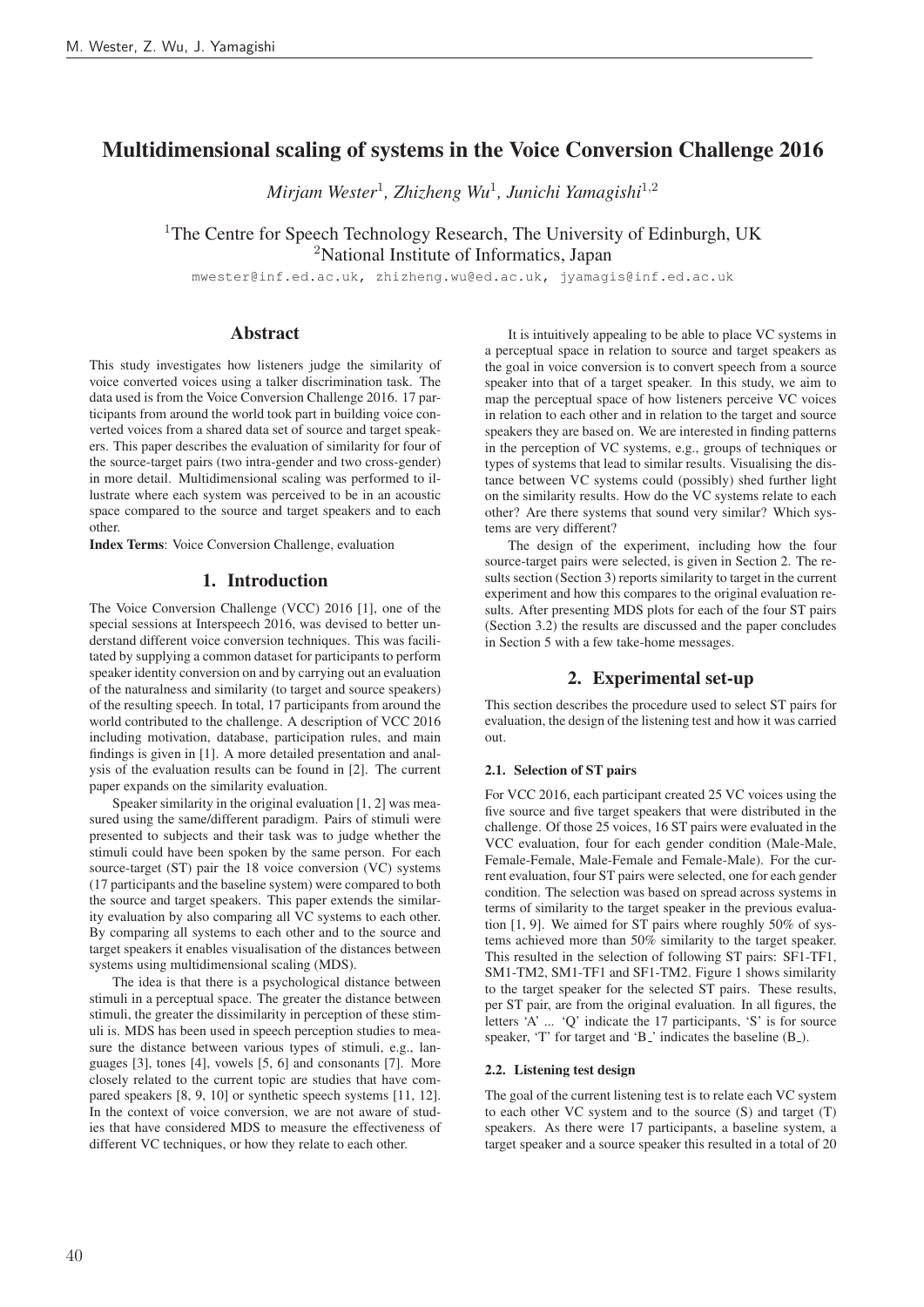# Multidimensional scaling of systems in the Voice Conversion Challenge 2016

*Mirjam Wester*[1]*, Zhizheng Wu*[1]*, Junichi Yamagishi*[1,2]

[1]The Centre for Speech Technology Research, The University of Edinburgh, UK
[2]National Institute of Informatics, Japan

mwester@inf.ed.ac.uk, zhizheng.wu@ed.ac.uk, jyamagis@inf.ed.ac.uk

## Abstract

This study investigates how listeners judge the similarity of voice converted voices using a talker discrimination task. The data used is from the Voice Conversion Challenge 2016. 17 participants from around the world took part in building voice converted voices from a shared data set of source and target speakers. This paper describes the evaluation of similarity for four of the source-target pairs (two intra-gender and two cross-gender) in more detail. Multidimensional scaling was performed to illustrate where each system was perceived to be in an acoustic space compared to the source and target speakers and to each other.

**Index Terms**: Voice Conversion Challenge, evaluation

## 1. Introduction

The Voice Conversion Challenge (VCC) 2016 [1], one of the special sessions at Interspeech 2016, was devised to better understand different voice conversion techniques. This was facilitated by supplying a common dataset for participants to perform speaker identity conversion on and by carrying out an evaluation of the naturalness and similarity (to target and source speakers) of the resulting speech. In total, 17 participants from around the world contributed to the challenge. A description of VCC 2016 including motivation, database, participation rules, and main findings is given in [1]. A more detailed presentation and analysis of the evaluation results can be found in [2]. The current paper expands on the similarity evaluation.

Speaker similarity in the original evaluation [1, 2] was measured using the same/different paradigm. Pairs of stimuli were presented to subjects and their task was to judge whether the stimuli could have been spoken by the same person. For each source-target (ST) pair the 18 voice conversion (VC) systems (17 participants and the baseline system) were compared to both the source and target speakers. This paper extends the similarity evaluation by also comparing all VC systems to each other. By comparing all systems to each other and to the source and target speakers it enables visualisation of the distances between systems using multidimensional scaling (MDS).

The idea is that there is a psychological distance between stimuli in a perceptual space. The greater the distance between stimuli, the greater the dissimilarity in perception of these stimuli is. MDS has been used in speech perception studies to measure the distance between various types of stimuli, e.g., languages [3], tones [4], vowels [5, 6] and consonants [7]. More closely related to the current topic are studies that have compared speakers [8, 9, 10] or synthetic speech systems [11, 12]. In the context of voice conversion, we are not aware of studies that have considered MDS to measure the effectiveness of different VC techniques, or how they relate to each other.

It is intuitively appealing to be able to place VC systems in a perceptual space in relation to source and target speakers as the goal in voice conversion is to convert speech from a source speaker into that of a target speaker. In this study, we aim to map the perceptual space of how listeners perceive VC voices in relation to each other and in relation to the target and source speakers they are based on. We are interested in finding patterns in the perception of VC systems, e.g., groups of techniques or types of systems that lead to similar results. Visualising the distance between VC systems could (possibly) shed further light on the similarity results. How do the VC systems relate to each other? Are there systems that sound very similar? Which systems are very different?

The design of the experiment, including how the four source-target pairs were selected, is given in Section 2. The results section (Section 3) reports similarity to target in the current experiment and how this compares to the original evaluation results. After presenting MDS plots for each of the four ST pairs (Section 3.2) the results are discussed and the paper concludes in Section 5 with a few take-home messages.

## 2. Experimental set-up

This section describes the procedure used to select ST pairs for evaluation, the design of the listening test and how it was carried out.

### 2.1. Selection of ST pairs

For VCC 2016, each participant created 25 VC voices using the five source and five target speakers that were distributed in the challenge. Of those 25 voices, 16 ST pairs were evaluated in the VCC evaluation, four for each gender condition (Male-Male, Female-Female, Male-Female and Female-Male). For the current evaluation, four ST pairs were selected, one for each gender condition. The selection was based on spread across systems in terms of similarity to the target speaker in the previous evaluation [1, 9]. We aimed for ST pairs where roughly 50% of systems achieved more than 50% similarity to the target speaker. This resulted in the selection of following ST pairs: SF1-TF1, SM1-TM2, SM1-TF1 and SF1-TM2. Figure 1 shows similarity to the target speaker for the selected ST pairs. These results, per ST pair, are from the original evaluation. In all figures, the letters 'A' ... 'Q' indicate the 17 participants, 'S' is for source speaker, 'T' for target and 'B_' indicates the baseline (B_).

### 2.2. Listening test design

The goal of the current listening test is to relate each VC system to each other VC system and to the source (S) and target (T) speakers. As there were 17 participants, a baseline system, a target speaker and a source speaker this resulted in a total of 20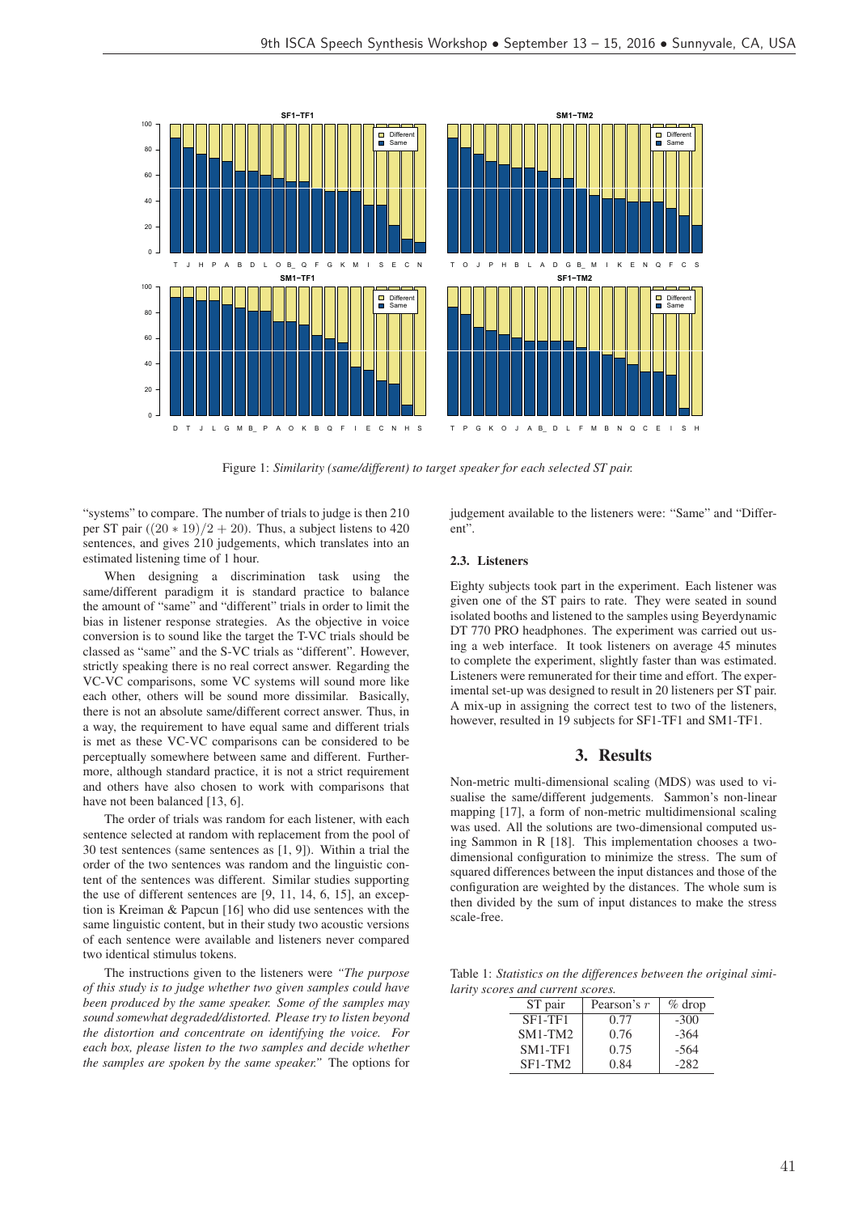Figure 1: *Similarity (same/different) to target speaker for each selected ST pair.*

"systems" to compare. The number of trials to judge is then 210 per ST pair ($(20 * 19)/2 + 20$). Thus, a subject listens to 420 sentences, and gives 210 judgements, which translates into an estimated listening time of 1 hour.

When designing a discrimination task using the same/different paradigm it is standard practice to balance the amount of "same" and "different" trials in order to limit the bias in listener response strategies. As the objective in voice conversion is to sound like the target the T-VC trials should be classed as "same" and the S-VC trials as "different". However, strictly speaking there is no real correct answer. Regarding the VC-VC comparisons, some VC systems will sound more like each other, others will be sound more dissimilar. Basically, there is not an absolute same/different correct answer. Thus, in a way, the requirement to have equal same and different trials is met as these VC-VC comparisons can be considered to be perceptually somewhere between same and different. Furthermore, although standard practice, it is not a strict requirement and others have also chosen to work with comparisons that have not been balanced [13, 6].

The order of trials was random for each listener, with each sentence selected at random with replacement from the pool of 30 test sentences (same sentences as [1, 9]). Within a trial the order of the two sentences was random and the linguistic content of the sentences was different. Similar studies supporting the use of different sentences are [9, 11, 14, 6, 15], an exception is Kreiman & Papcun [16] who did use sentences with the same linguistic content, but in their study two acoustic versions of each sentence were available and listeners never compared two identical stimulus tokens.

The instructions given to the listeners were *"The purpose of this study is to judge whether two given samples could have been produced by the same speaker. Some of the samples may sound somewhat degraded/distorted. Please try to listen beyond the distortion and concentrate on identifying the voice. For each box, please listen to the two samples and decide whether the samples are spoken by the same speaker."* The options for judgement available to the listeners were: "Same" and "Different".

### 2.3. Listeners

Eighty subjects took part in the experiment. Each listener was given one of the ST pairs to rate. They were seated in sound isolated booths and listened to the samples using Beyerdynamic DT 770 PRO headphones. The experiment was carried out using a web interface. It took listeners on average 45 minutes to complete the experiment, slightly faster than was estimated. Listeners were remunerated for their time and effort. The experimental set-up was designed to result in 20 listeners per ST pair. A mix-up in assigning the correct test to two of the listeners, however, resulted in 19 subjects for SF1-TF1 and SM1-TF1.

## 3. Results

Non-metric multi-dimensional scaling (MDS) was used to visualise the same/different judgements. Sammon's non-linear mapping [17], a form of non-metric multidimensional scaling was used. All the solutions are two-dimensional computed using Sammon in R [18]. This implementation chooses a two-dimensional configuration to minimize the stress. The sum of squared differences between the input distances and those of the configuration are weighted by the distances. The whole sum is then divided by the sum of input distances to make the stress scale-free.

Table 1: *Statistics on the differences between the original similarity scores and current scores.*

| ST pair | Pearson's $r$ | % drop |
|---|---|---|
| SF1-TF1 | 0.77 | -300 |
| SM1-TM2 | 0.76 | -364 |
| SM1-TF1 | 0.75 | -564 |
| SF1-TM2 | 0.84 | -282 |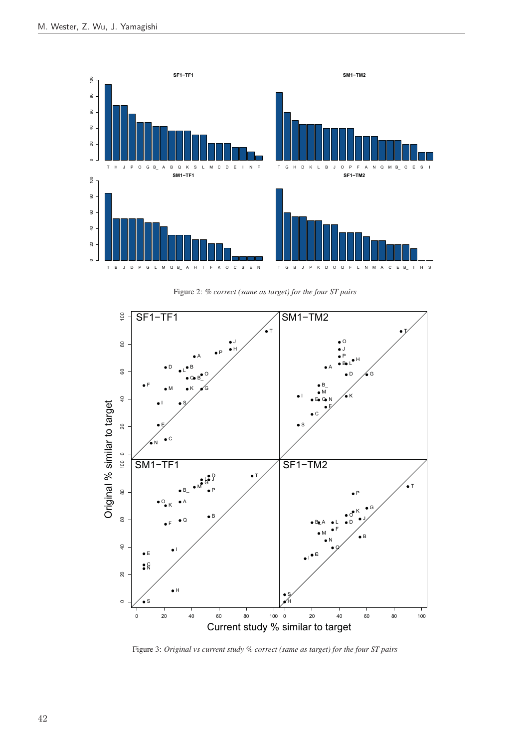Figure 2: *% correct (same as target) for the four ST pairs*

Figure 3: *Original vs current study % correct (same as target) for the four ST pairs*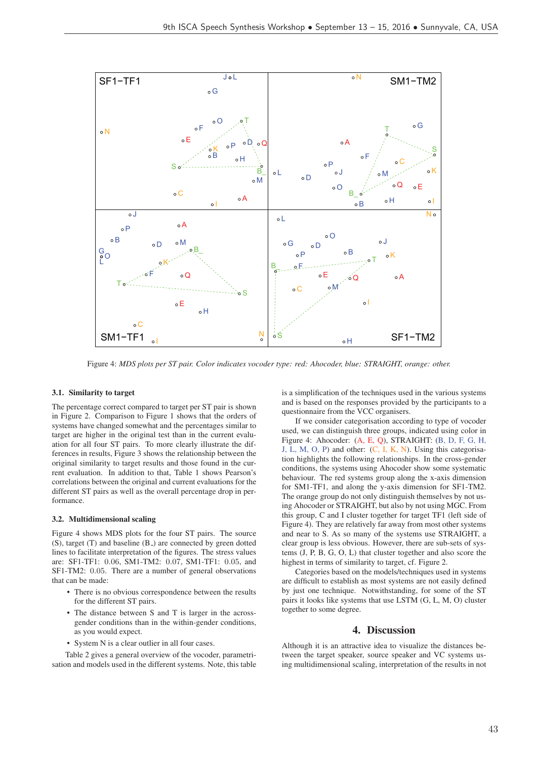Figure 4: *MDS plots per ST pair. Color indicates vocoder type: red: Ahocoder, blue: STRAIGHT, orange: other.*

### 3.1. Similarity to target

The percentage correct compared to target per ST pair is shown in Figure 2. Comparison to Figure 1 shows that the orders of systems have changed somewhat and the percentages similar to target are higher in the original test than in the current evaluation for all four ST pairs. To more clearly illustrate the differences in results, Figure 3 shows the relationship between the original similarity to target results and those found in the current evaluation. In addition to that, Table 1 shows Pearson's correlations between the original and current evaluations for the different ST pairs as well as the overall percentage drop in performance.

### 3.2. Multidimensional scaling

Figure 4 shows MDS plots for the four ST pairs. The source (S), target (T) and baseline (B_) are connected by green dotted lines to facilitate interpretation of the figures. The stress values are: SF1-TF1: 0.06, SM1-TM2: 0.07, SM1-TF1: 0.05, and SF1-TM2: 0.05. There are a number of general observations that can be made:

- There is no obvious correspondence between the results for the different ST pairs.
- The distance between S and T is larger in the across-gender conditions than in the within-gender conditions, as you would expect.
- System N is a clear outlier in all four cases.

Table 2 gives a general overview of the vocoder, parametrisation and models used in the different systems. Note, this table is a simplification of the techniques used in the various systems and is based on the responses provided by the participants to a questionnaire from the VCC organisers.

If we consider categorisation according to type of vocoder used, we can distinguish three groups, indicated using color in Figure 4: Ahocoder: (A, E, Q), STRAIGHT: (B, D, F, G, H, J, L, M, O, P) and other: (C, I, K, N). Using this categorisation highlights the following relationships. In the cross-gender conditions, the systems using Ahocoder show some systematic behaviour. The red systems group along the x-axis dimension for SM1-TF1, and along the y-axis dimension for SF1-TM2. The orange group do not only distinguish themselves by not using Ahocoder or STRAIGHT, but also by not using MGC. From this group, C and I cluster together for target TF1 (left side of Figure 4). They are relatively far away from most other systems and near to S. As so many of the systems use STRAIGHT, a clear group is less obvious. However, there are sub-sets of systems (J, P, B, G, O, L) that cluster together and also score the highest in terms of similarity to target, cf. Figure 2.

Categories based on the models/techniques used in systems are difficult to establish as most systems are not easily defined by just one technique. Notwithstanding, for some of the ST pairs it looks like systems that use LSTM (G, L, M, O) cluster together to some degree.

## 4. Discussion

Although it is an attractive idea to visualize the distances between the target speaker, source speaker and VC systems using multidimensional scaling, interpretation of the results in not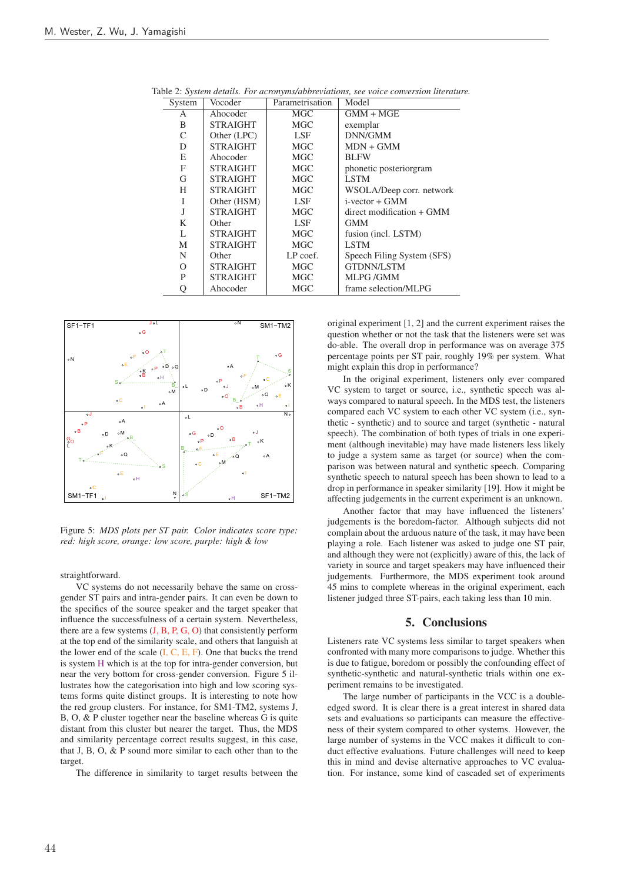Table 2: *System details. For acronyms/abbreviations, see voice conversion literature.*

| System | Vocoder | Parametrisation | Model |
|---|---|---|---|
| A | Ahocoder | MGC | GMM + MGE |
| B | STRAIGHT | MGC | exemplar |
| C | Other (LPC) | LSF | DNN/GMM |
| D | STRAIGHT | MGC | MDN + GMM |
| E | Ahocoder | MGC | BLFW |
| F | STRAIGHT | MGC | phonetic posteriorgram |
| G | STRAIGHT | MGC | LSTM |
| H | STRAIGHT | MGC | WSOLA/Deep corr. network |
| I | Other (HSM) | LSF | i-vector + GMM |
| J | STRAIGHT | MGC | direct modification + GMM |
| K | Other | LSF | GMM |
| L | STRAIGHT | MGC | fusion (incl. LSTM) |
| M | STRAIGHT | MGC | LSTM |
| N | Other | LP coef. | Speech Filing System (SFS) |
| O | STRAIGHT | MGC | GTDNN/LSTM |
| P | STRAIGHT | MGC | MLPG /GMM |
| Q | Ahocoder | MGC | frame selection/MLPG |

Figure 5: *MDS plots per ST pair. Color indicates score type: red: high score, orange: low score, purple: high & low*

straightforward.

VC systems do not necessarily behave the same on cross-gender ST pairs and intra-gender pairs. It can even be down to the specifics of the source speaker and the target speaker that influence the successfulness of a certain system. Nevertheless, there are a few systems (J, B, P, G, O) that consistently perform at the top end of the similarity scale, and others that languish at the lower end of the scale (I, C, E, F). One that bucks the trend is system H which is at the top for intra-gender conversion, but near the very bottom for cross-gender conversion. Figure 5 illustrates how the categorisation into high and low scoring systems forms quite distinct groups. It is interesting to note how the red group clusters. For instance, for SM1-TM2, systems J, B, O, & P cluster together near the baseline whereas G is quite distant from this cluster but nearer the target. Thus, the MDS and similarity percentage correct results suggest, in this case, that J, B, O, & P sound more similar to each other than to the target.

The difference in similarity to target results between the original experiment [1, 2] and the current experiment raises the question whether or not the task that the listeners were set was do-able. The overall drop in performance was on average 375 percentage points per ST pair, roughly 19% per system. What might explain this drop in performance?

In the original experiment, listeners only ever compared VC system to target or source, i.e., synthetic speech was always compared to natural speech. In the MDS test, the listeners compared each VC system to each other VC system (i.e., synthetic - synthetic) and to source and target (synthetic - natural speech). The combination of both types of trials in one experiment (although inevitable) may have made listeners less likely to judge a system same as target (or source) when the comparison was between natural and synthetic speech. Comparing synthetic speech to natural speech has been shown to lead to a drop in performance in speaker similarity [19]. How it might be affecting judgements in the current experiment is an unknown.

Another factor that may have influenced the listeners' judgements is the boredom-factor. Although subjects did not complain about the arduous nature of the task, it may have been playing a role. Each listener was asked to judge one ST pair, and although they were not (explicitly) aware of this, the lack of variety in source and target speakers may have influenced their judgements. Furthermore, the MDS experiment took around 45 mins to complete whereas in the original experiment, each listener judged three ST-pairs, each taking less than 10 min.

## 5. Conclusions

Listeners rate VC systems less similar to target speakers when confronted with many more comparisons to judge. Whether this is due to fatigue, boredom or possibly the confounding effect of synthetic-synthetic and natural-synthetic trials within one experiment remains to be investigated.

The large number of participants in the VCC is a double-edged sword. It is clear there is a great interest in shared data sets and evaluations so participants can measure the effectiveness of their system compared to other systems. However, the large number of systems in the VCC makes it difficult to conduct effective evaluations. Future challenges will need to keep this in mind and devise alternative approaches to VC evaluation. For instance, some kind of cascaded set of experiments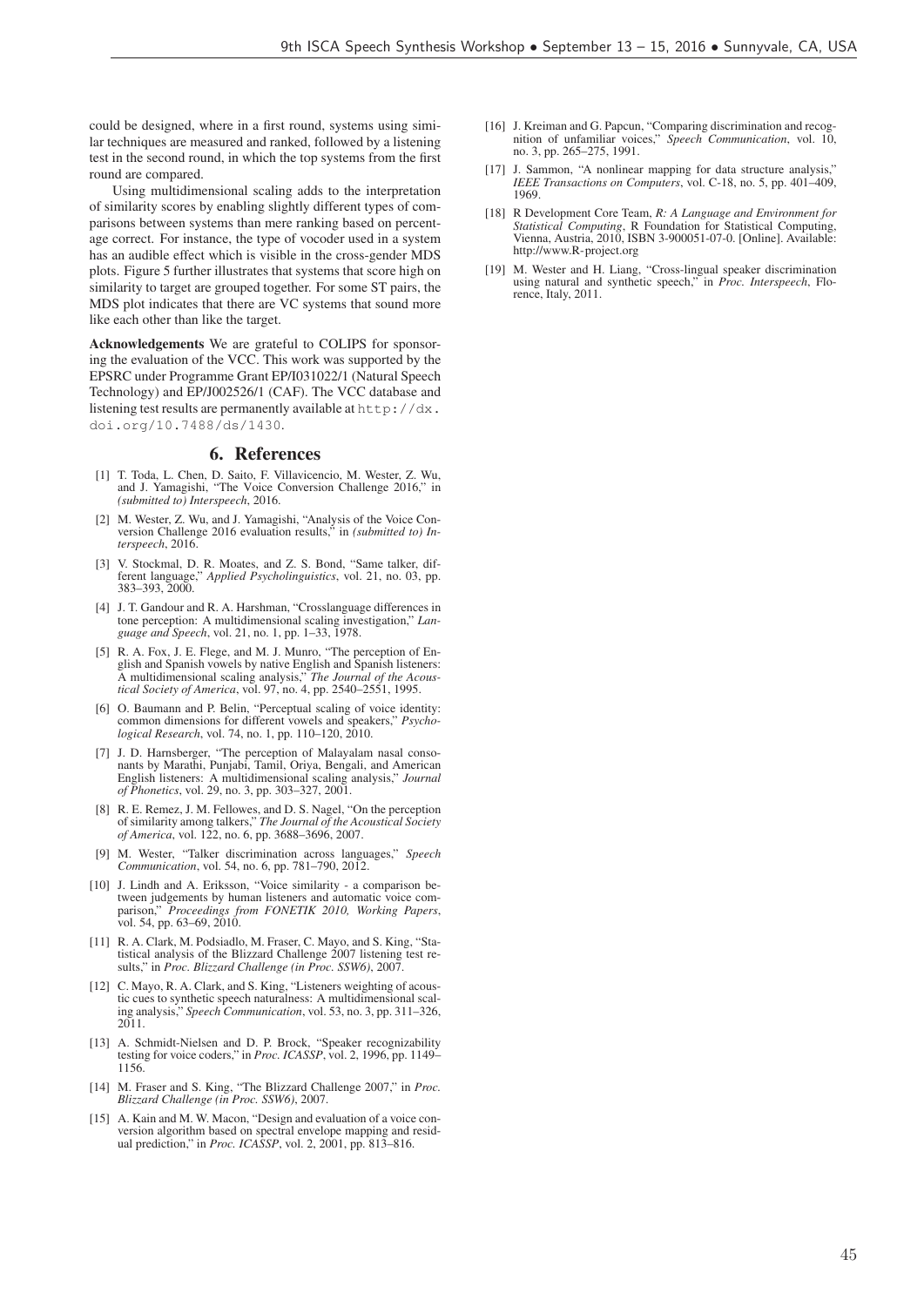could be designed, where in a first round, systems using similar techniques are measured and ranked, followed by a listening test in the second round, in which the top systems from the first round are compared.

Using multidimensional scaling adds to the interpretation of similarity scores by enabling slightly different types of comparisons between systems than mere ranking based on percentage correct. For instance, the type of vocoder used in a system has an audible effect which is visible in the cross-gender MDS plots. Figure 5 further illustrates that systems that score high on similarity to target are grouped together. For some ST pairs, the MDS plot indicates that there are VC systems that sound more like each other than like the target.

**Acknowledgements** We are grateful to COLIPS for sponsoring the evaluation of the VCC. This work was supported by the EPSRC under Programme Grant EP/I031022/1 (Natural Speech Technology) and EP/J002526/1 (CAF). The VCC database and listening test results are permanently available at http://dx.doi.org/10.7488/ds/1430.

## 6. References

[1] T. Toda, L. Chen, D. Saito, F. Villavicencio, M. Wester, Z. Wu, and J. Yamagishi, "The Voice Conversion Challenge 2016," in *(submitted to) Interspeech*, 2016.

[2] M. Wester, Z. Wu, and J. Yamagishi, "Analysis of the Voice Conversion Challenge 2016 evaluation results," in *(submitted to) Interspeech*, 2016.

[3] V. Stockmal, D. R. Moates, and Z. S. Bond, "Same talker, different language," *Applied Psycholinguistics*, vol. 21, no. 03, pp. 383–393, 2000.

[4] J. T. Gandour and R. A. Harshman, "Crosslanguage differences in tone perception: A multidimensional scaling investigation," *Language and Speech*, vol. 21, no. 1, pp. 1–33, 1978.

[5] R. A. Fox, J. E. Flege, and M. J. Munro, "The perception of English and Spanish vowels by native English and Spanish listeners: A multidimensional scaling analysis," *The Journal of the Acoustical Society of America*, vol. 97, no. 4, pp. 2540–2551, 1995.

[6] O. Baumann and P. Belin, "Perceptual scaling of voice identity: common dimensions for different vowels and speakers," *Psychological Research*, vol. 74, no. 1, pp. 110–120, 2010.

[7] J. D. Harnsberger, "The perception of Malayalam nasal consonants by Marathi, Punjabi, Tamil, Oriya, Bengali, and American English listeners: A multidimensional scaling analysis," *Journal of Phonetics*, vol. 29, no. 3, pp. 303–327, 2001.

[8] R. E. Remez, J. M. Fellowes, and D. S. Nagel, "On the perception of similarity among talkers," *The Journal of the Acoustical Society of America*, vol. 122, no. 6, pp. 3688–3696, 2007.

[9] M. Wester, "Talker discrimination across languages," *Speech Communication*, vol. 54, no. 6, pp. 781–790, 2012.

[10] J. Lindh and A. Eriksson, "Voice similarity - a comparison between judgements by human listeners and automatic voice comparison," *Proceedings from FONETIK 2010, Working Papers*, vol. 54, pp. 63–69, 2010.

[11] R. A. Clark, M. Podsiadlo, M. Fraser, C. Mayo, and S. King, "Statistical analysis of the Blizzard Challenge 2007 listening test results," in *Proc. Blizzard Challenge (in Proc. SSW6)*, 2007.

[12] C. Mayo, R. A. Clark, and S. King, "Listeners weighting of acoustic cues to synthetic speech naturalness: A multidimensional scaling analysis," *Speech Communication*, vol. 53, no. 3, pp. 311–326, 2011.

[13] A. Schmidt-Nielsen and D. P. Brock, "Speaker recognizability testing for voice coders," in *Proc. ICASSP*, vol. 2, 1996, pp. 1149–1156.

[14] M. Fraser and S. King, "The Blizzard Challenge 2007," in *Proc. Blizzard Challenge (in Proc. SSW6)*, 2007.

[15] A. Kain and M. W. Macon, "Design and evaluation of a voice conversion algorithm based on spectral envelope mapping and residual prediction," in *Proc. ICASSP*, vol. 2, 2001, pp. 813–816.

[16] J. Kreiman and G. Papcun, "Comparing discrimination and recognition of unfamiliar voices," *Speech Communication*, vol. 10, no. 3, pp. 265–275, 1991.

[17] J. Sammon, "A nonlinear mapping for data structure analysis," *IEEE Transactions on Computers*, vol. C-18, no. 5, pp. 401–409, 1969.

[18] R Development Core Team, *R: A Language and Environment for Statistical Computing*, R Foundation for Statistical Computing, Vienna, Austria, 2010, ISBN 3-900051-07-0. [Online]. Available: http://www.R-project.org

[19] M. Wester and H. Liang, "Cross-lingual speaker discrimination using natural and synthetic speech," in *Proc. Interspeech*, Florence, Italy, 2011.